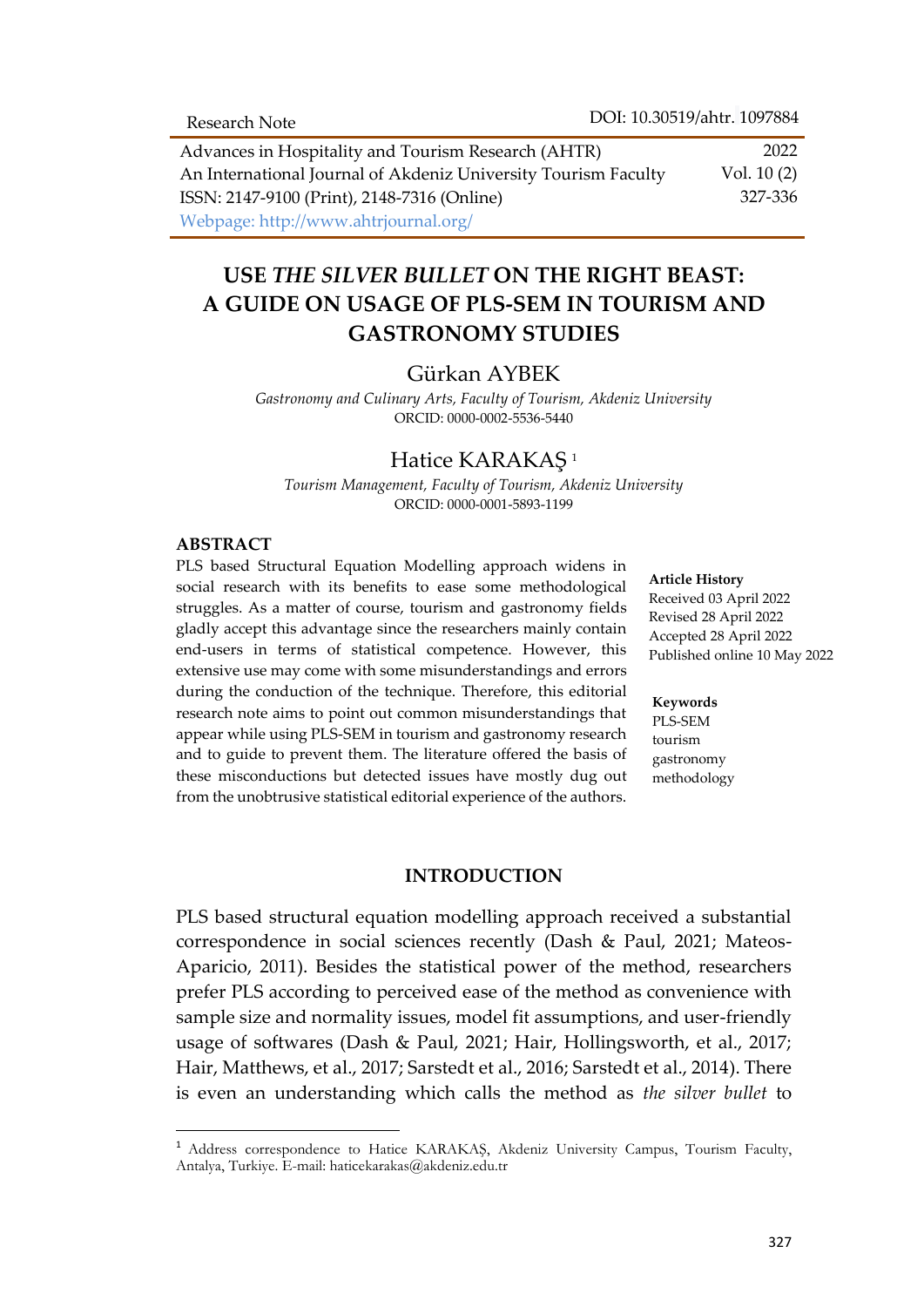Research Note

DOI: 10.30519/ahtr. 1097884

Advances in Hospitality and Tourism Research (AHTR) — 2022
An International Journal of Akdeniz University Tourism Faculty — Vol. 10 (2)
ISSN: 2147-9100 (Print), 2148-7316 (Online) — 327-336
Webpage: http://www.ahtrjournal.org/

# USE *THE SILVER BULLET* ON THE RIGHT BEAST: A GUIDE ON USAGE OF PLS-SEM IN TOURISM AND GASTRONOMY STUDIES

**Gürkan AYBEK**

*Gastronomy and Culinary Arts, Faculty of Tourism, Akdeniz University*
ORCID: 0000-0002-5536-5440

**Hatice KARAKAŞ** [1]

*Tourism Management, Faculty of Tourism, Akdeniz University*
ORCID: 0000-0001-5893-1199

## ABSTRACT

PLS based Structural Equation Modelling approach widens in social research with its benefits to ease some methodological struggles. As a matter of course, tourism and gastronomy fields gladly accept this advantage since the researchers mainly contain end-users in terms of statistical competence. However, this extensive use may come with some misunderstandings and errors during the conduction of the technique. Therefore, this editorial research note aims to point out common misunderstandings that appear while using PLS-SEM in tourism and gastronomy research and to guide to prevent them. The literature offered the basis of these misconductions but detected issues have mostly dug out from the unobtrusive statistical editorial experience of the authors.

**Article History**
Received 03 April 2022
Revised 28 April 2022
Accepted 28 April 2022
Published online 10 May 2022

**Keywords**
PLS-SEM
tourism
gastronomy
methodology

## INTRODUCTION

PLS based structural equation modelling approach received a substantial correspondence in social sciences recently (Dash & Paul, 2021; Mateos-Aparicio, 2011). Besides the statistical power of the method, researchers prefer PLS according to perceived ease of the method as convenience with sample size and normality issues, model fit assumptions, and user-friendly usage of softwares (Dash & Paul, 2021; Hair, Hollingsworth, et al., 2017; Hair, Matthews, et al., 2017; Sarstedt et al., 2016; Sarstedt et al., 2014). There is even an understanding which calls the method as *the silver bullet* to

[1] Address correspondence to Hatice KARAKAŞ, Akdeniz University Campus, Tourism Faculty, Antalya, Turkiye. E-mail: haticekarakas@akdeniz.edu.tr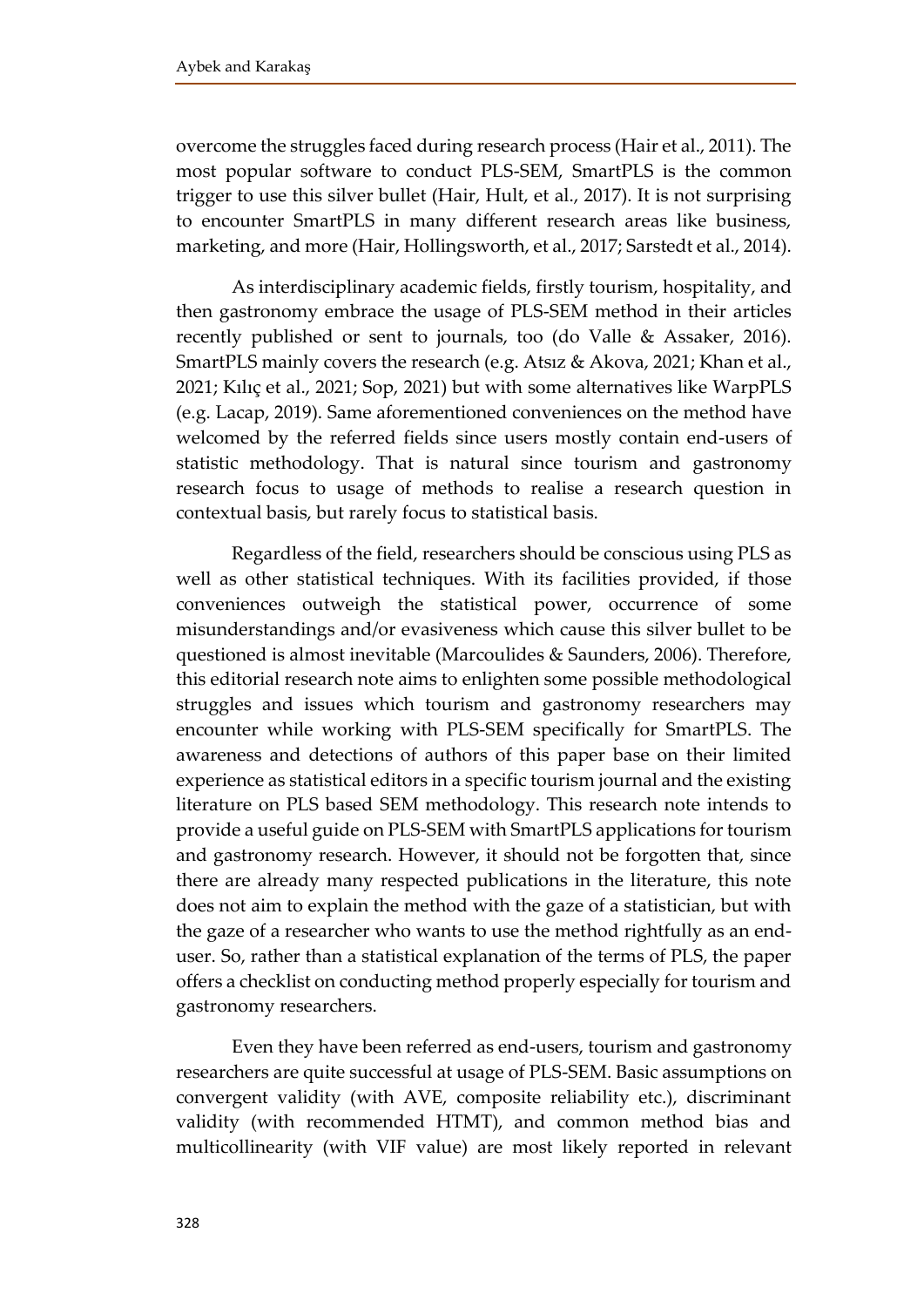overcome the struggles faced during research process (Hair et al., 2011). The most popular software to conduct PLS-SEM, SmartPLS is the common trigger to use this silver bullet (Hair, Hult, et al., 2017). It is not surprising to encounter SmartPLS in many different research areas like business, marketing, and more (Hair, Hollingsworth, et al., 2017; Sarstedt et al., 2014).

As interdisciplinary academic fields, firstly tourism, hospitality, and then gastronomy embrace the usage of PLS-SEM method in their articles recently published or sent to journals, too (do Valle & Assaker, 2016). SmartPLS mainly covers the research (e.g. Atsız & Akova, 2021; Khan et al., 2021; Kılıç et al., 2021; Sop, 2021) but with some alternatives like WarpPLS (e.g. Lacap, 2019). Same aforementioned conveniences on the method have welcomed by the referred fields since users mostly contain end-users of statistic methodology. That is natural since tourism and gastronomy research focus to usage of methods to realise a research question in contextual basis, but rarely focus to statistical basis.

Regardless of the field, researchers should be conscious using PLS as well as other statistical techniques. With its facilities provided, if those conveniences outweigh the statistical power, occurrence of some misunderstandings and/or evasiveness which cause this silver bullet to be questioned is almost inevitable (Marcoulides & Saunders, 2006). Therefore, this editorial research note aims to enlighten some possible methodological struggles and issues which tourism and gastronomy researchers may encounter while working with PLS-SEM specifically for SmartPLS. The awareness and detections of authors of this paper base on their limited experience as statistical editors in a specific tourism journal and the existing literature on PLS based SEM methodology. This research note intends to provide a useful guide on PLS-SEM with SmartPLS applications for tourism and gastronomy research. However, it should not be forgotten that, since there are already many respected publications in the literature, this note does not aim to explain the method with the gaze of a statistician, but with the gaze of a researcher who wants to use the method rightfully as an end-user. So, rather than a statistical explanation of the terms of PLS, the paper offers a checklist on conducting method properly especially for tourism and gastronomy researchers.

Even they have been referred as end-users, tourism and gastronomy researchers are quite successful at usage of PLS-SEM. Basic assumptions on convergent validity (with AVE, composite reliability etc.), discriminant validity (with recommended HTMT), and common method bias and multicollinearity (with VIF value) are most likely reported in relevant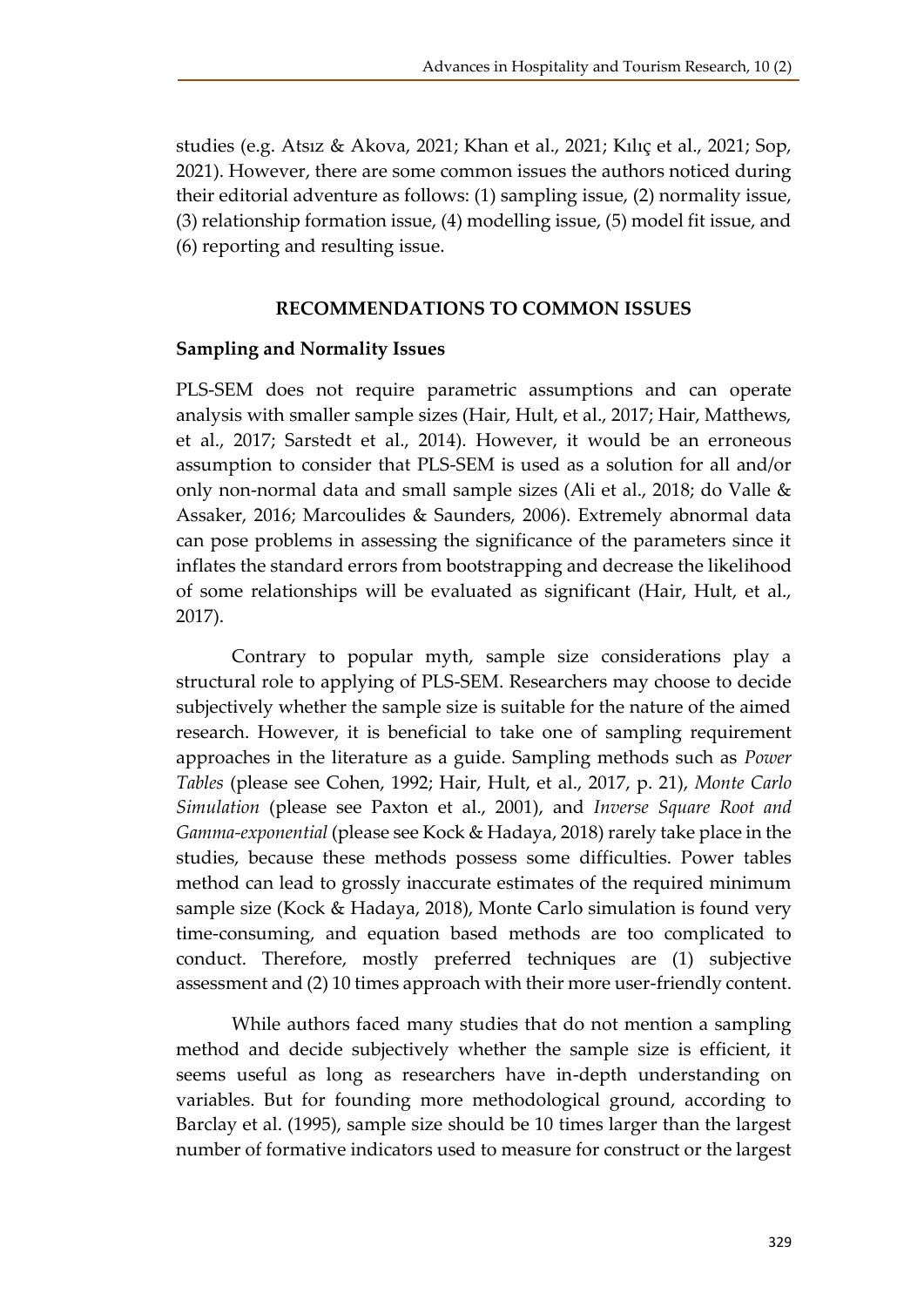studies (e.g. Atsız & Akova, 2021; Khan et al., 2021; Kılıç et al., 2021; Sop, 2021). However, there are some common issues the authors noticed during their editorial adventure as follows: (1) sampling issue, (2) normality issue, (3) relationship formation issue, (4) modelling issue, (5) model fit issue, and (6) reporting and resulting issue.

## RECOMMENDATIONS TO COMMON ISSUES

### Sampling and Normality Issues

PLS-SEM does not require parametric assumptions and can operate analysis with smaller sample sizes (Hair, Hult, et al., 2017; Hair, Matthews, et al., 2017; Sarstedt et al., 2014). However, it would be an erroneous assumption to consider that PLS-SEM is used as a solution for all and/or only non-normal data and small sample sizes (Ali et al., 2018; do Valle & Assaker, 2016; Marcoulides & Saunders, 2006). Extremely abnormal data can pose problems in assessing the significance of the parameters since it inflates the standard errors from bootstrapping and decrease the likelihood of some relationships will be evaluated as significant (Hair, Hult, et al., 2017).

Contrary to popular myth, sample size considerations play a structural role to applying of PLS-SEM. Researchers may choose to decide subjectively whether the sample size is suitable for the nature of the aimed research. However, it is beneficial to take one of sampling requirement approaches in the literature as a guide. Sampling methods such as *Power Tables* (please see Cohen, 1992; Hair, Hult, et al., 2017, p. 21), *Monte Carlo Simulation* (please see Paxton et al., 2001), and *Inverse Square Root and Gamma-exponential* (please see Kock & Hadaya, 2018) rarely take place in the studies, because these methods possess some difficulties. Power tables method can lead to grossly inaccurate estimates of the required minimum sample size (Kock & Hadaya, 2018), Monte Carlo simulation is found very time-consuming, and equation based methods are too complicated to conduct. Therefore, mostly preferred techniques are (1) subjective assessment and (2) 10 times approach with their more user-friendly content.

While authors faced many studies that do not mention a sampling method and decide subjectively whether the sample size is efficient, it seems useful as long as researchers have in-depth understanding on variables. But for founding more methodological ground, according to Barclay et al. (1995), sample size should be 10 times larger than the largest number of formative indicators used to measure for construct or the largest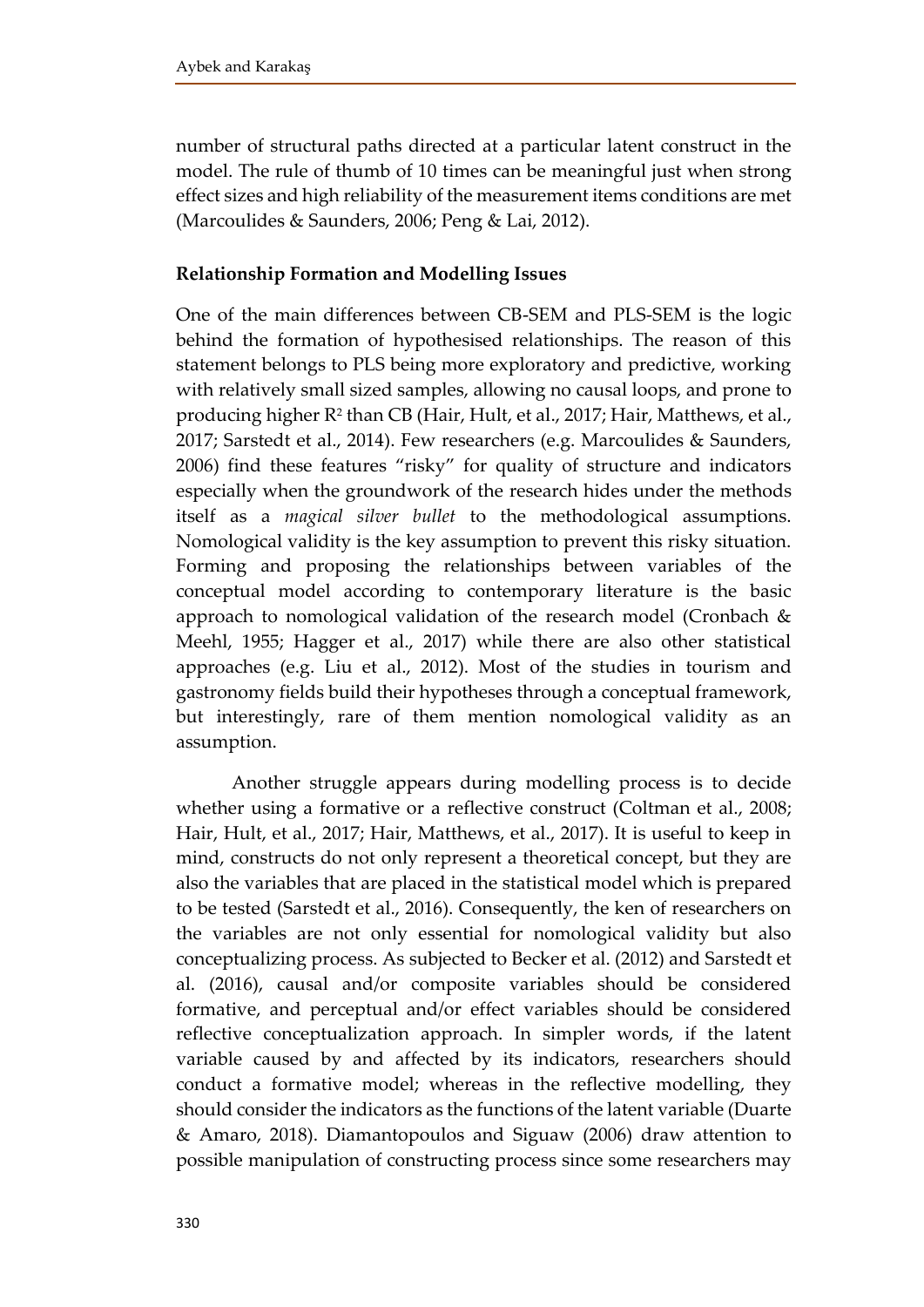number of structural paths directed at a particular latent construct in the model. The rule of thumb of 10 times can be meaningful just when strong effect sizes and high reliability of the measurement items conditions are met (Marcoulides & Saunders, 2006; Peng & Lai, 2012).

**Relationship Formation and Modelling Issues**

One of the main differences between CB-SEM and PLS-SEM is the logic behind the formation of hypothesised relationships. The reason of this statement belongs to PLS being more exploratory and predictive, working with relatively small sized samples, allowing no causal loops, and prone to producing higher $R^2$ than CB (Hair, Hult, et al., 2017; Hair, Matthews, et al., 2017; Sarstedt et al., 2014). Few researchers (e.g. Marcoulides & Saunders, 2006) find these features "risky" for quality of structure and indicators especially when the groundwork of the research hides under the methods itself as a *magical silver bullet* to the methodological assumptions. Nomological validity is the key assumption to prevent this risky situation. Forming and proposing the relationships between variables of the conceptual model according to contemporary literature is the basic approach to nomological validation of the research model (Cronbach & Meehl, 1955; Hagger et al., 2017) while there are also other statistical approaches (e.g. Liu et al., 2012). Most of the studies in tourism and gastronomy fields build their hypotheses through a conceptual framework, but interestingly, rare of them mention nomological validity as an assumption.

Another struggle appears during modelling process is to decide whether using a formative or a reflective construct (Coltman et al., 2008; Hair, Hult, et al., 2017; Hair, Matthews, et al., 2017). It is useful to keep in mind, constructs do not only represent a theoretical concept, but they are also the variables that are placed in the statistical model which is prepared to be tested (Sarstedt et al., 2016). Consequently, the ken of researchers on the variables are not only essential for nomological validity but also conceptualizing process. As subjected to Becker et al. (2012) and Sarstedt et al. (2016), causal and/or composite variables should be considered formative, and perceptual and/or effect variables should be considered reflective conceptualization approach. In simpler words, if the latent variable caused by and affected by its indicators, researchers should conduct a formative model; whereas in the reflective modelling, they should consider the indicators as the functions of the latent variable (Duarte & Amaro, 2018). Diamantopoulos and Siguaw (2006) draw attention to possible manipulation of constructing process since some researchers may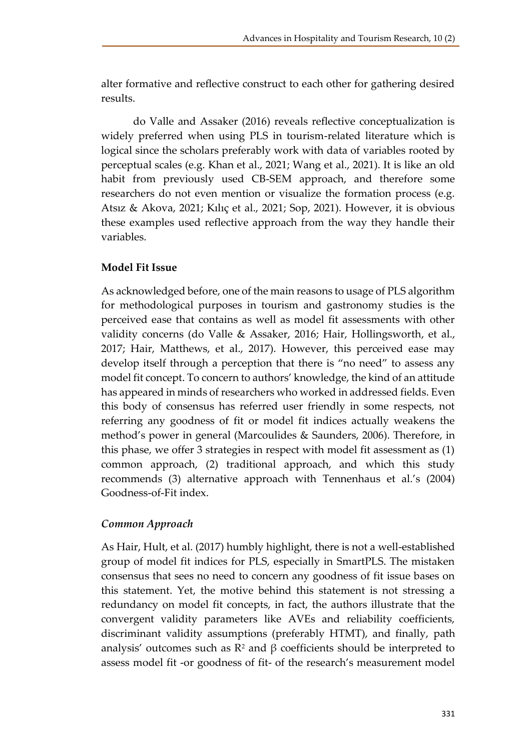alter formative and reflective construct to each other for gathering desired results.

do Valle and Assaker (2016) reveals reflective conceptualization is widely preferred when using PLS in tourism-related literature which is logical since the scholars preferably work with data of variables rooted by perceptual scales (e.g. Khan et al., 2021; Wang et al., 2021). It is like an old habit from previously used CB-SEM approach, and therefore some researchers do not even mention or visualize the formation process (e.g. Atsız & Akova, 2021; Kılıç et al., 2021; Sop, 2021). However, it is obvious these examples used reflective approach from the way they handle their variables.

## Model Fit Issue

As acknowledged before, one of the main reasons to usage of PLS algorithm for methodological purposes in tourism and gastronomy studies is the perceived ease that contains as well as model fit assessments with other validity concerns (do Valle & Assaker, 2016; Hair, Hollingsworth, et al., 2017; Hair, Matthews, et al., 2017). However, this perceived ease may develop itself through a perception that there is "no need" to assess any model fit concept. To concern to authors' knowledge, the kind of an attitude has appeared in minds of researchers who worked in addressed fields. Even this body of consensus has referred user friendly in some respects, not referring any goodness of fit or model fit indices actually weakens the method's power in general (Marcoulides & Saunders, 2006). Therefore, in this phase, we offer 3 strategies in respect with model fit assessment as (1) common approach, (2) traditional approach, and which this study recommends (3) alternative approach with Tennenhaus et al.'s (2004) Goodness-of-Fit index.

### *Common Approach*

As Hair, Hult, et al. (2017) humbly highlight, there is not a well-established group of model fit indices for PLS, especially in SmartPLS. The mistaken consensus that sees no need to concern any goodness of fit issue bases on this statement. Yet, the motive behind this statement is not stressing a redundancy on model fit concepts, in fact, the authors illustrate that the convergent validity parameters like AVEs and reliability coefficients, discriminant validity assumptions (preferably HTMT), and finally, path analysis' outcomes such as $R^2$ and $\beta$ coefficients should be interpreted to assess model fit -or goodness of fit- of the research's measurement model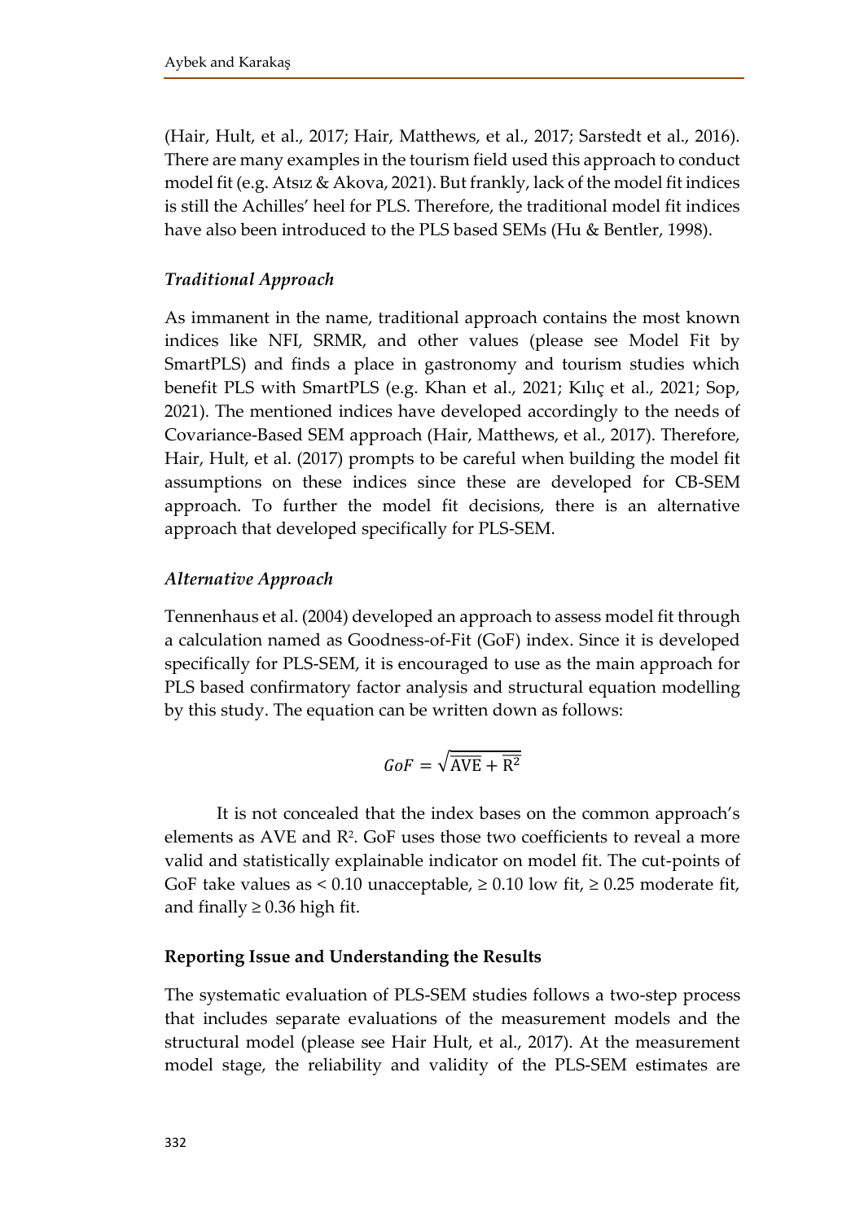(Hair, Hult, et al., 2017; Hair, Matthews, et al., 2017; Sarstedt et al., 2016). There are many examples in the tourism field used this approach to conduct model fit (e.g. Atsız & Akova, 2021). But frankly, lack of the model fit indices is still the Achilles' heel for PLS. Therefore, the traditional model fit indices have also been introduced to the PLS based SEMs (Hu & Bentler, 1998).

### *Traditional Approach*

As immanent in the name, traditional approach contains the most known indices like NFI, SRMR, and other values (please see Model Fit by SmartPLS) and finds a place in gastronomy and tourism studies which benefit PLS with SmartPLS (e.g. Khan et al., 2021; Kılıç et al., 2021; Sop, 2021). The mentioned indices have developed accordingly to the needs of Covariance-Based SEM approach (Hair, Matthews, et al., 2017). Therefore, Hair, Hult, et al. (2017) prompts to be careful when building the model fit assumptions on these indices since these are developed for CB-SEM approach. To further the model fit decisions, there is an alternative approach that developed specifically for PLS-SEM.

### *Alternative Approach*

Tennenhaus et al. (2004) developed an approach to assess model fit through a calculation named as Goodness-of-Fit (GoF) index. Since it is developed specifically for PLS-SEM, it is encouraged to use as the main approach for PLS based confirmatory factor analysis and structural equation modelling by this study. The equation can be written down as follows:

$$GoF = \sqrt{\overline{\text{AVE}} + \overline{\text{R}^2}}$$

It is not concealed that the index bases on the common approach's elements as AVE and $R^2$. GoF uses those two coefficients to reveal a more valid and statistically explainable indicator on model fit. The cut-points of GoF take values as < 0.10 unacceptable, ≥ 0.10 low fit, ≥ 0.25 moderate fit, and finally ≥ 0.36 high fit.

## **Reporting Issue and Understanding the Results**

The systematic evaluation of PLS-SEM studies follows a two-step process that includes separate evaluations of the measurement models and the structural model (please see Hair Hult, et al., 2017). At the measurement model stage, the reliability and validity of the PLS-SEM estimates are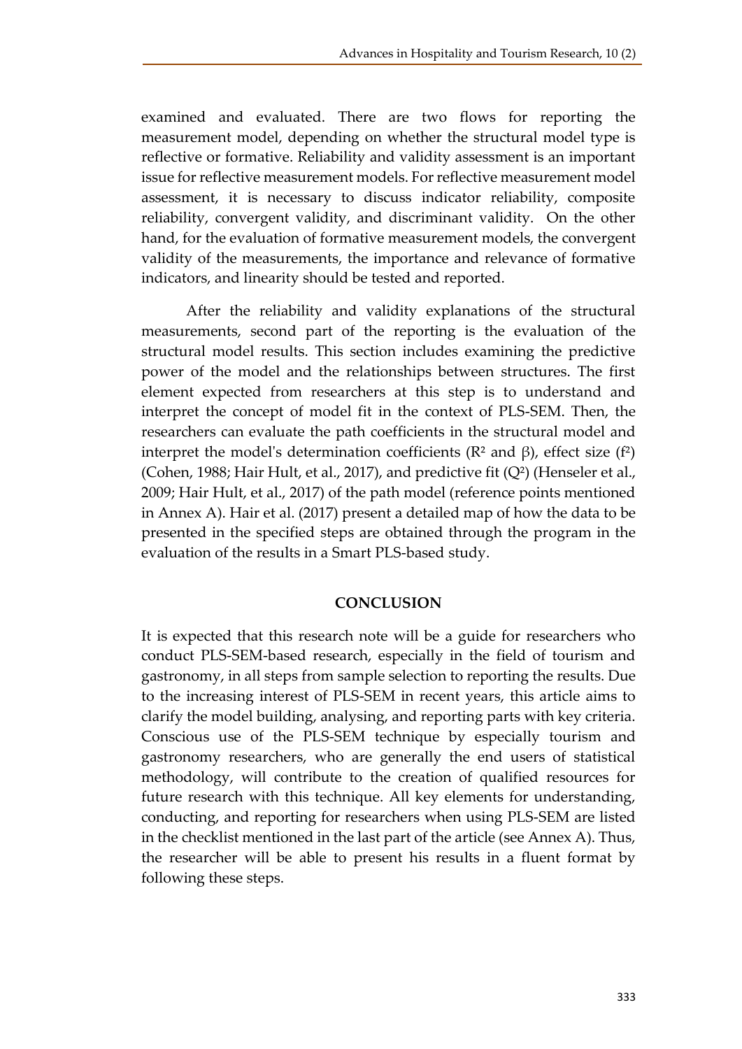examined and evaluated. There are two flows for reporting the measurement model, depending on whether the structural model type is reflective or formative. Reliability and validity assessment is an important issue for reflective measurement models. For reflective measurement model assessment, it is necessary to discuss indicator reliability, composite reliability, convergent validity, and discriminant validity. On the other hand, for the evaluation of formative measurement models, the convergent validity of the measurements, the importance and relevance of formative indicators, and linearity should be tested and reported.

After the reliability and validity explanations of the structural measurements, second part of the reporting is the evaluation of the structural model results. This section includes examining the predictive power of the model and the relationships between structures. The first element expected from researchers at this step is to understand and interpret the concept of model fit in the context of PLS-SEM. Then, the researchers can evaluate the path coefficients in the structural model and interpret the model's determination coefficients ($R^2$ and $\beta$), effect size ($f^2$) (Cohen, 1988; Hair Hult, et al., 2017), and predictive fit ($Q^2$) (Henseler et al., 2009; Hair Hult, et al., 2017) of the path model (reference points mentioned in Annex A). Hair et al. (2017) present a detailed map of how the data to be presented in the specified steps are obtained through the program in the evaluation of the results in a Smart PLS-based study.

## CONCLUSION

It is expected that this research note will be a guide for researchers who conduct PLS-SEM-based research, especially in the field of tourism and gastronomy, in all steps from sample selection to reporting the results. Due to the increasing interest of PLS-SEM in recent years, this article aims to clarify the model building, analysing, and reporting parts with key criteria. Conscious use of the PLS-SEM technique by especially tourism and gastronomy researchers, who are generally the end users of statistical methodology, will contribute to the creation of qualified resources for future research with this technique. All key elements for understanding, conducting, and reporting for researchers when using PLS-SEM are listed in the checklist mentioned in the last part of the article (see Annex A). Thus, the researcher will be able to present his results in a fluent format by following these steps.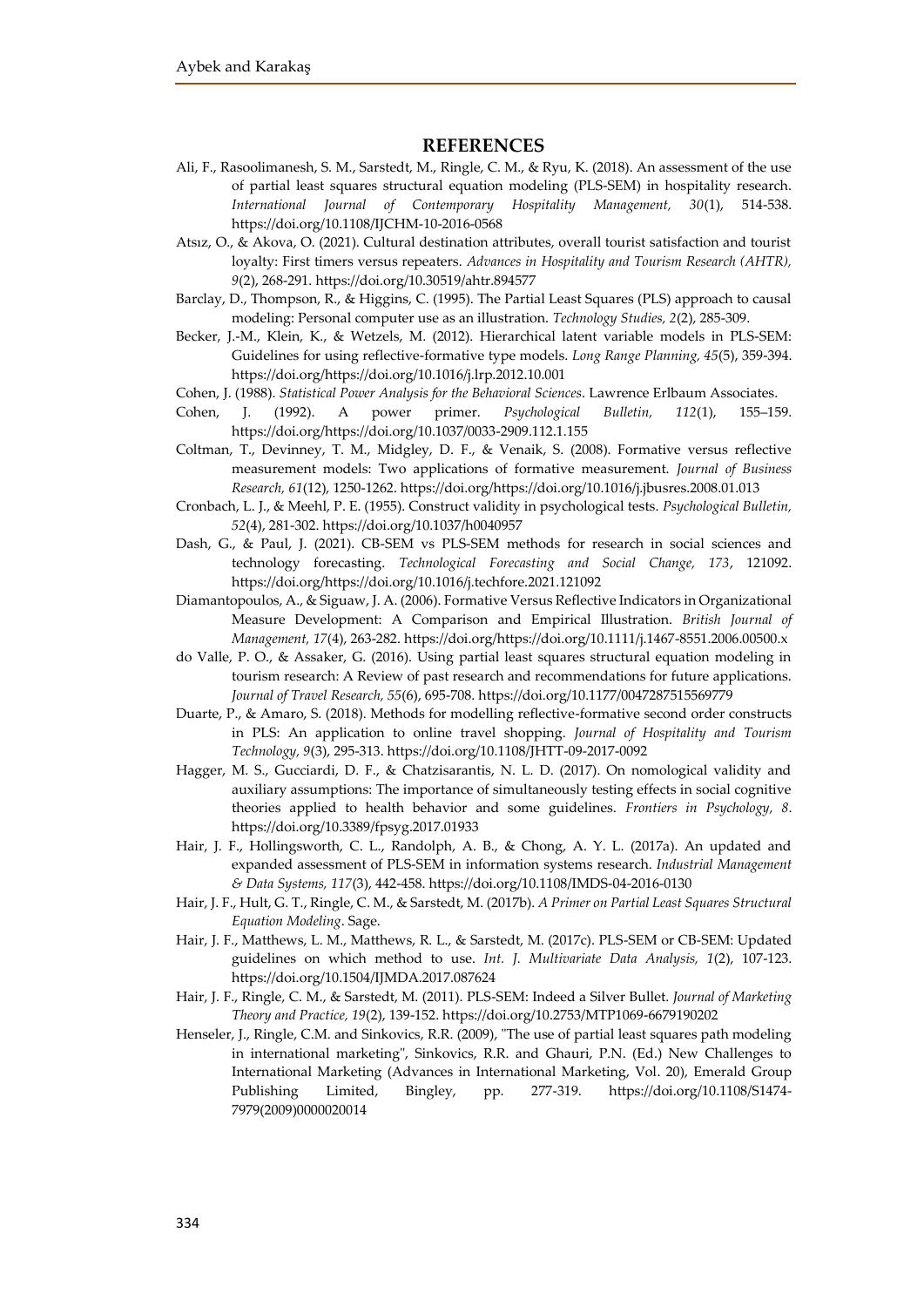## REFERENCES

Ali, F., Rasoolimanesh, S. M., Sarstedt, M., Ringle, C. M., & Ryu, K. (2018). An assessment of the use of partial least squares structural equation modeling (PLS-SEM) in hospitality research. *International Journal of Contemporary Hospitality Management, 30*(1), 514-538. https://doi.org/10.1108/IJCHM-10-2016-0568

Atsız, O., & Akova, O. (2021). Cultural destination attributes, overall tourist satisfaction and tourist loyalty: First timers versus repeaters. *Advances in Hospitality and Tourism Research (AHTR), 9*(2), 268-291. https://doi.org/10.30519/ahtr.894577

Barclay, D., Thompson, R., & Higgins, C. (1995). The Partial Least Squares (PLS) approach to causal modeling: Personal computer use as an illustration. *Technology Studies, 2*(2), 285-309.

Becker, J.-M., Klein, K., & Wetzels, M. (2012). Hierarchical latent variable models in PLS-SEM: Guidelines for using reflective-formative type models. *Long Range Planning, 45*(5), 359-394. https://doi.org/https://doi.org/10.1016/j.lrp.2012.10.001

Cohen, J. (1988). *Statistical Power Analysis for the Behavioral Sciences*. Lawrence Erlbaum Associates.

Cohen, J. (1992). A power primer. *Psychological Bulletin, 112*(1), 155–159. https://doi.org/https://doi.org/10.1037/0033-2909.112.1.155

Coltman, T., Devinney, T. M., Midgley, D. F., & Venaik, S. (2008). Formative versus reflective measurement models: Two applications of formative measurement. *Journal of Business Research, 61*(12), 1250-1262. https://doi.org/https://doi.org/10.1016/j.jbusres.2008.01.013

Cronbach, L. J., & Meehl, P. E. (1955). Construct validity in psychological tests. *Psychological Bulletin, 52*(4), 281-302. https://doi.org/10.1037/h0040957

Dash, G., & Paul, J. (2021). CB-SEM vs PLS-SEM methods for research in social sciences and technology forecasting. *Technological Forecasting and Social Change, 173*, 121092. https://doi.org/https://doi.org/10.1016/j.techfore.2021.121092

Diamantopoulos, A., & Siguaw, J. A. (2006). Formative Versus Reflective Indicators in Organizational Measure Development: A Comparison and Empirical Illustration. *British Journal of Management, 17*(4), 263-282. https://doi.org/10.1111/j.1467-8551.2006.00500.x

do Valle, P. O., & Assaker, G. (2016). Using partial least squares structural equation modeling in tourism research: A Review of past research and recommendations for future applications. *Journal of Travel Research, 55*(6), 695-708. https://doi.org/10.1177/0047287515569779

Duarte, P., & Amaro, S. (2018). Methods for modelling reflective-formative second order constructs in PLS: An application to online travel shopping. *Journal of Hospitality and Tourism Technology, 9*(3), 295-313. https://doi.org/10.1108/JHTT-09-2017-0092

Hagger, M. S., Gucciardi, D. F., & Chatzisarantis, N. L. D. (2017). On nomological validity and auxiliary assumptions: The importance of simultaneously testing effects in social cognitive theories applied to health behavior and some guidelines. *Frontiers in Psychology, 8*. https://doi.org/10.3389/fpsyg.2017.01933

Hair, J. F., Hollingsworth, C. L., Randolph, A. B., & Chong, A. Y. L. (2017a). An updated and expanded assessment of PLS-SEM in information systems research. *Industrial Management & Data Systems, 117*(3), 442-458. https://doi.org/10.1108/IMDS-04-2016-0130

Hair, J. F., Hult, G. T., Ringle, C. M., & Sarstedt, M. (2017b). *A Primer on Partial Least Squares Structural Equation Modeling*. Sage.

Hair, J. F., Matthews, L. M., Matthews, R. L., & Sarstedt, M. (2017c). PLS-SEM or CB-SEM: Updated guidelines on which method to use. *Int. J. Multivariate Data Analysis, 1*(2), 107-123. https://doi.org/10.1504/IJMDA.2017.087624

Hair, J. F., Ringle, C. M., & Sarstedt, M. (2011). PLS-SEM: Indeed a Silver Bullet. *Journal of Marketing Theory and Practice, 19*(2), 139-152. https://doi.org/10.2753/MTP1069-6679190202

Henseler, J., Ringle, C.M. and Sinkovics, R.R. (2009), "The use of partial least squares path modeling in international marketing", Sinkovics, R.R. and Ghauri, P.N. (Ed.) New Challenges to International Marketing (Advances in International Marketing, Vol. 20), Emerald Group Publishing Limited, Bingley, pp. 277-319. https://doi.org/10.1108/S1474-7979(2009)0000020014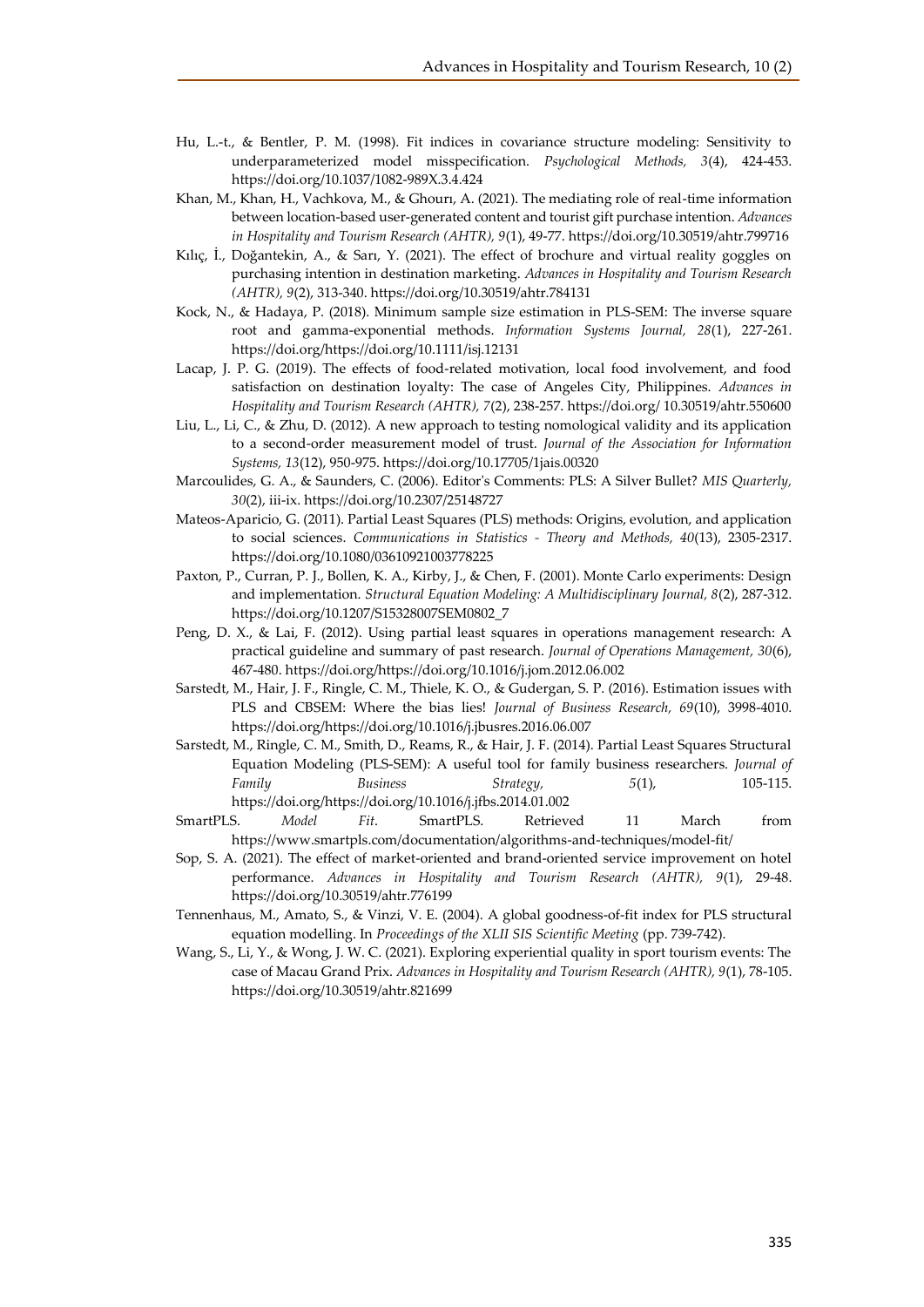Hu, L.-t., & Bentler, P. M. (1998). Fit indices in covariance structure modeling: Sensitivity to underparameterized model misspecification. *Psychological Methods, 3*(4), 424-453. https://doi.org/10.1037/1082-989X.3.4.424

Khan, M., Khan, H., Vachkova, M., & Ghourı, A. (2021). The mediating role of real-time information between location-based user-generated content and tourist gift purchase intention. *Advances in Hospitality and Tourism Research (AHTR), 9*(1), 49-77. https://doi.org/10.30519/ahtr.799716

Kılıç, İ., Doğantekin, A., & Sarı, Y. (2021). The effect of brochure and virtual reality goggles on purchasing intention in destination marketing. *Advances in Hospitality and Tourism Research (AHTR), 9*(2), 313-340. https://doi.org/10.30519/ahtr.784131

Kock, N., & Hadaya, P. (2018). Minimum sample size estimation in PLS-SEM: The inverse square root and gamma-exponential methods. *Information Systems Journal, 28*(1), 227-261. https://doi.org/https://doi.org/10.1111/isj.12131

Lacap, J. P. G. (2019). The effects of food-related motivation, local food involvement, and food satisfaction on destination loyalty: The case of Angeles City, Philippines. *Advances in Hospitality and Tourism Research (AHTR), 7*(2), 238-257. https://doi.org/ 10.30519/ahtr.550600

Liu, L., Li, C., & Zhu, D. (2012). A new approach to testing nomological validity and its application to a second-order measurement model of trust. *Journal of the Association for Information Systems, 13*(12), 950-975. https://doi.org/10.17705/1jais.00320

Marcoulides, G. A., & Saunders, C. (2006). Editor's Comments: PLS: A Silver Bullet? *MIS Quarterly, 30*(2), iii-ix. https://doi.org/10.2307/25148727

Mateos-Aparicio, G. (2011). Partial Least Squares (PLS) methods: Origins, evolution, and application to social sciences. *Communications in Statistics - Theory and Methods, 40*(13), 2305-2317. https://doi.org/10.1080/03610921003778225

Paxton, P., Curran, P. J., Bollen, K. A., Kirby, J., & Chen, F. (2001). Monte Carlo experiments: Design and implementation. *Structural Equation Modeling: A Multidisciplinary Journal, 8*(2), 287-312. https://doi.org/10.1207/S15328007SEM0802_7

Peng, D. X., & Lai, F. (2012). Using partial least squares in operations management research: A practical guideline and summary of past research. *Journal of Operations Management, 30*(6), 467-480. https://doi.org/https://doi.org/10.1016/j.jom.2012.06.002

Sarstedt, M., Hair, J. F., Ringle, C. M., Thiele, K. O., & Gudergan, S. P. (2016). Estimation issues with PLS and CBSEM: Where the bias lies! *Journal of Business Research, 69*(10), 3998-4010. https://doi.org/https://doi.org/10.1016/j.jbusres.2016.06.007

Sarstedt, M., Ringle, C. M., Smith, D., Reams, R., & Hair, J. F. (2014). Partial Least Squares Structural Equation Modeling (PLS-SEM): A useful tool for family business researchers. *Journal of Family Business Strategy, 5*(1), 105-115. https://doi.org/https://doi.org/10.1016/j.jfbs.2014.01.002

SmartPLS. *Model Fit*. SmartPLS. Retrieved 11 March from https://www.smartpls.com/documentation/algorithms-and-techniques/model-fit/

Sop, S. A. (2021). The effect of market-oriented and brand-oriented service improvement on hotel performance. *Advances in Hospitality and Tourism Research (AHTR), 9*(1), 29-48. https://doi.org/10.30519/ahtr.776199

Tennenhaus, M., Amato, S., & Vinzi, V. E. (2004). A global goodness-of-fit index for PLS structural equation modelling. In *Proceedings of the XLII SIS Scientific Meeting* (pp. 739-742).

Wang, S., Li, Y., & Wong, J. W. C. (2021). Exploring experiential quality in sport tourism events: The case of Macau Grand Prix. *Advances in Hospitality and Tourism Research (AHTR), 9*(1), 78-105. https://doi.org/10.30519/ahtr.821699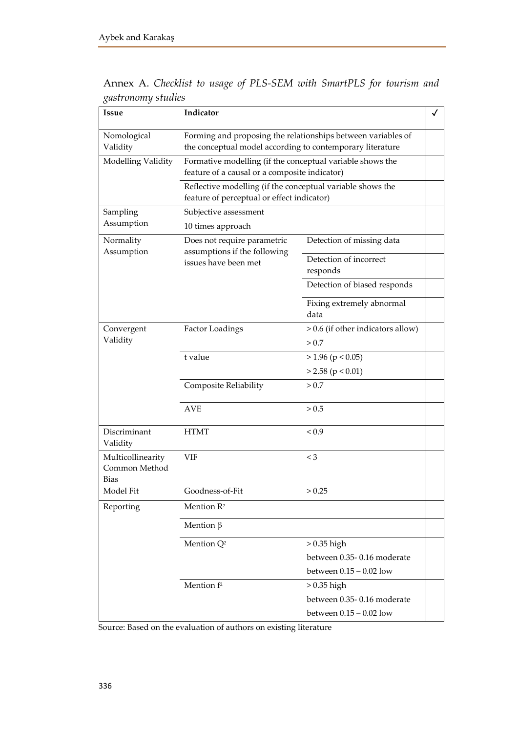Annex A. *Checklist to usage of PLS-SEM with SmartPLS for tourism and gastronomy studies*

| Issue | Indicator | | ✓ |
|---|---|---|---|
| Nomological Validity | Forming and proposing the relationships between variables of the conceptual model according to contemporary literature | | |
| Modelling Validity | Formative modelling (if the conceptual variable shows the feature of a causal or a composite indicator) | | |
| | Reflective modelling (if the conceptual variable shows the feature of perceptual or effect indicator) | | |
| Sampling Assumption | Subjective assessment<br>10 times approach | | |
| Normality Assumption | Does not require parametric assumptions if the following issues have been met | Detection of missing data | |
| | | Detection of incorrect responds | |
| | | Detection of biased responds | |
| | | Fixing extremely abnormal data | |
| Convergent Validity | Factor Loadings | > 0.6 (if other indicators allow)<br>> 0.7 | |
| | t value | > 1.96 ($p < 0.05$)<br>> 2.58 ($p < 0.01$) | |
| | Composite Reliability | > 0.7 | |
| | AVE | > 0.5 | |
| Discriminant Validity | HTMT | < 0.9 | |
| Multicollinearity Common Method Bias | VIF | < 3 | |
| Model Fit | Goodness-of-Fit | > 0.25 | |
| Reporting | Mention $R^2$ | | |
| | Mention $\beta$ | | |
| | Mention $Q^2$ | > 0.35 high<br>between 0.35- 0.16 moderate<br>between 0.15 – 0.02 low | |
| | Mention $f^2$ | > 0.35 high<br>between 0.35- 0.16 moderate<br>between 0.15 – 0.02 low | |

Source: Based on the evaluation of authors on existing literature